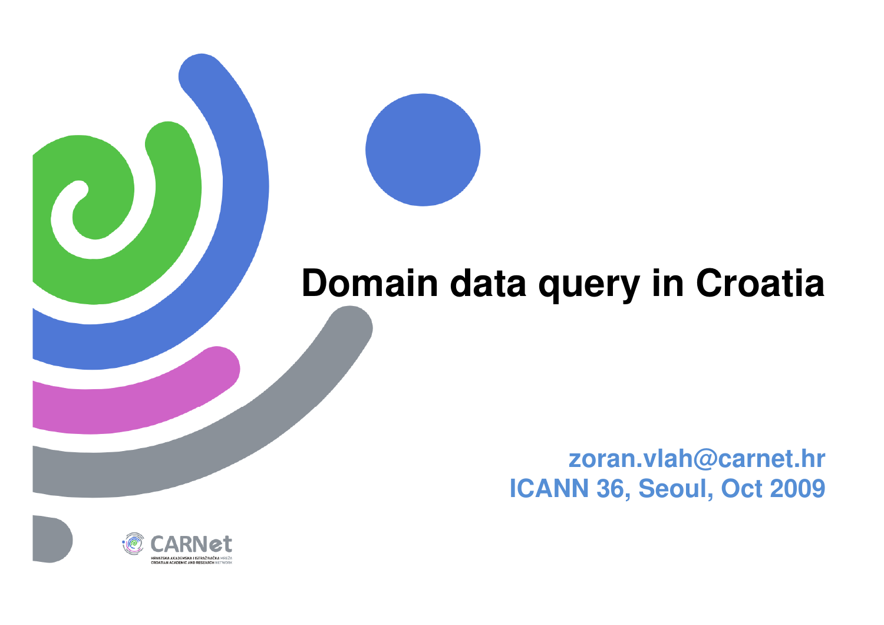# Domain data query in Croatia

zoran.vlah@carnet.hr

ICANN 36, Seoul, Oct 2009

CARNet

HRVATSKA AKADEMSKA I ISTRAŽIVAČKA MREŽA

CROATIAN ACADEMIC AND RESEARCH NETWORK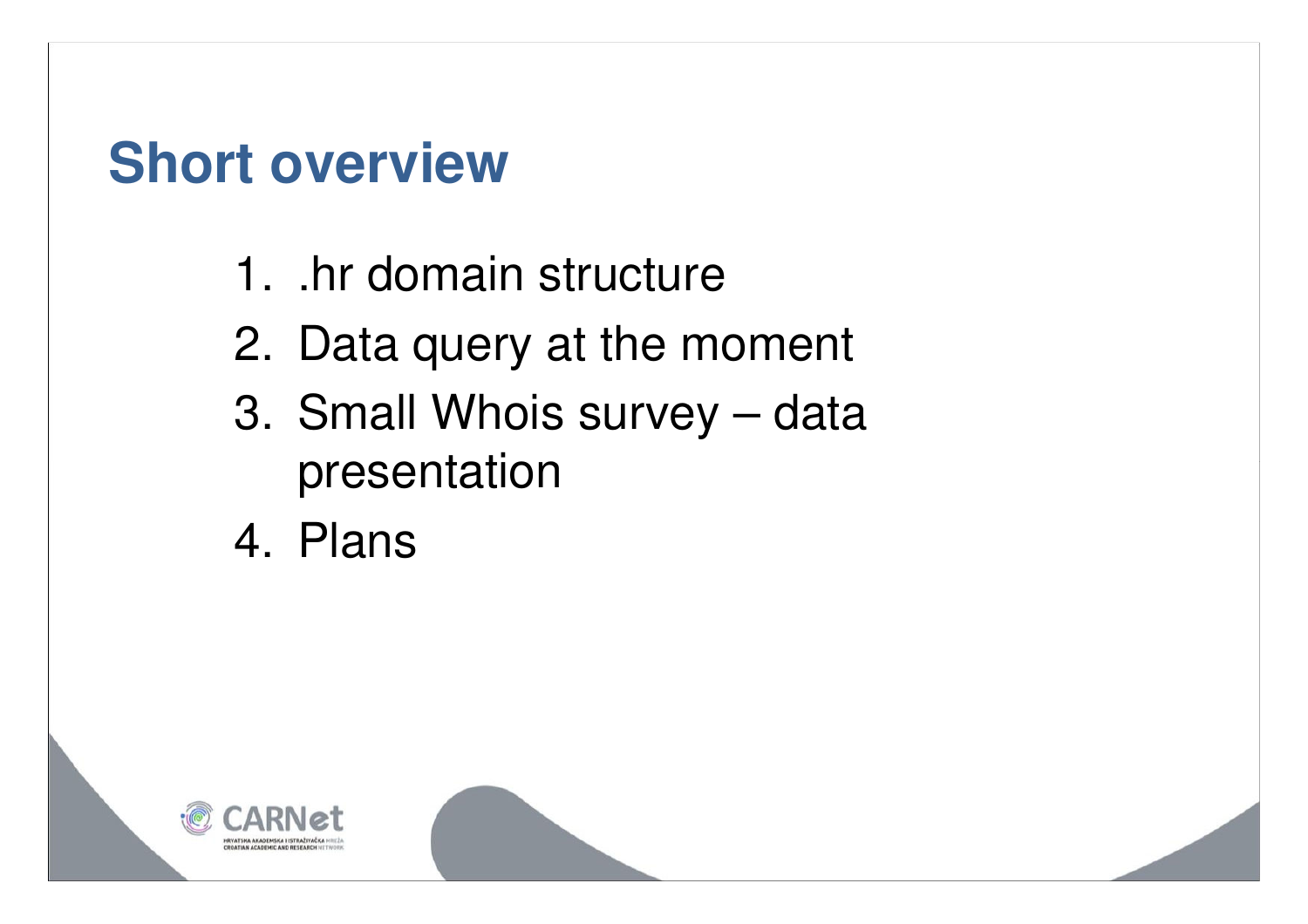# Short overview

1. .hr domain structure
2. Data query at the moment
3. Small Whois survey – data presentation
4. Plans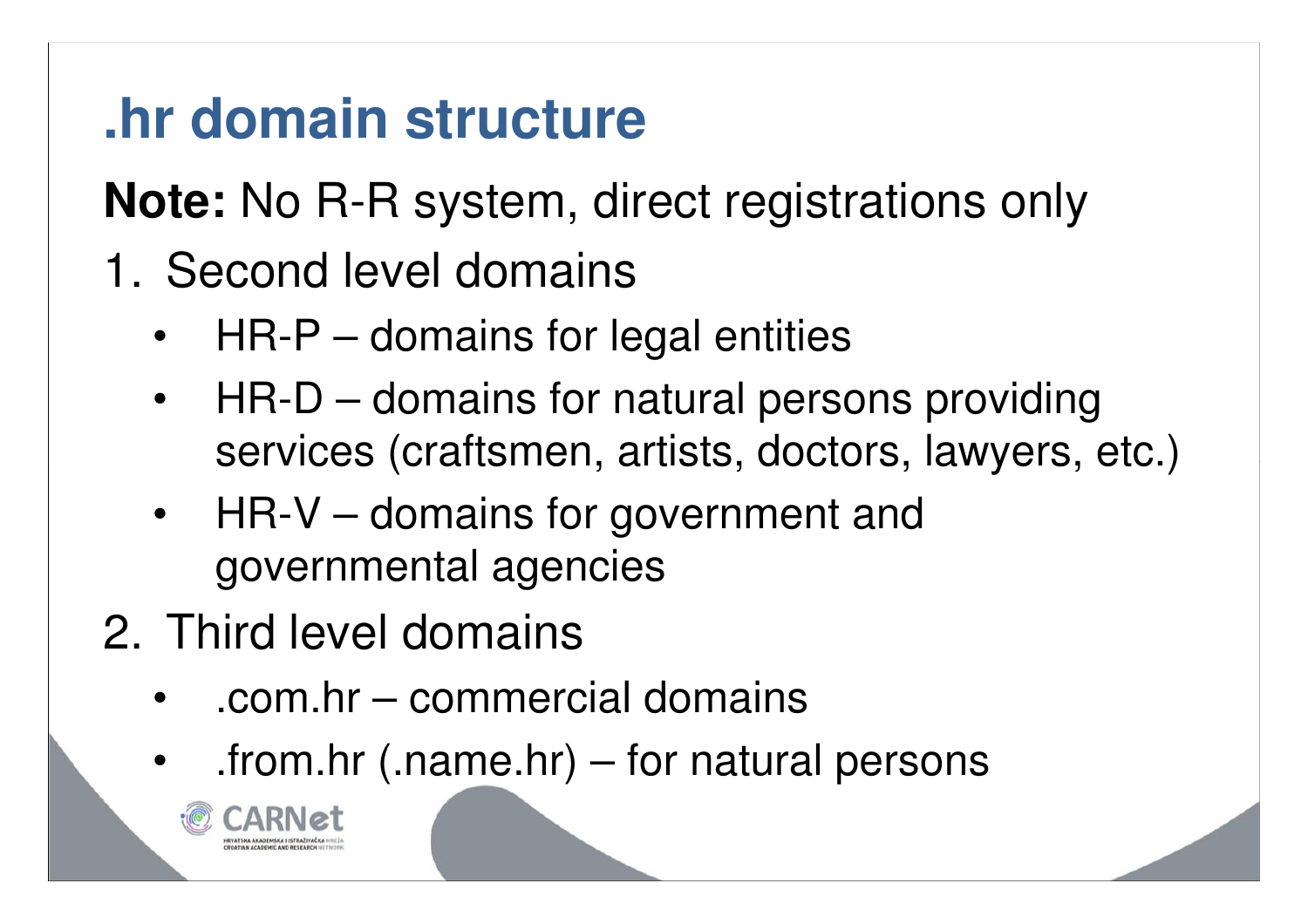# .hr domain structure

**Note:** No R-R system, direct registrations only

1. Second level domains
   - HR-P – domains for legal entities
   - HR-D – domains for natural persons providing services (craftsmen, artists, doctors, lawyers, etc.)
   - HR-V – domains for government and governmental agencies
2. Third level domains
   - .com.hr – commercial domains
   - .from.hr (.name.hr) – for natural persons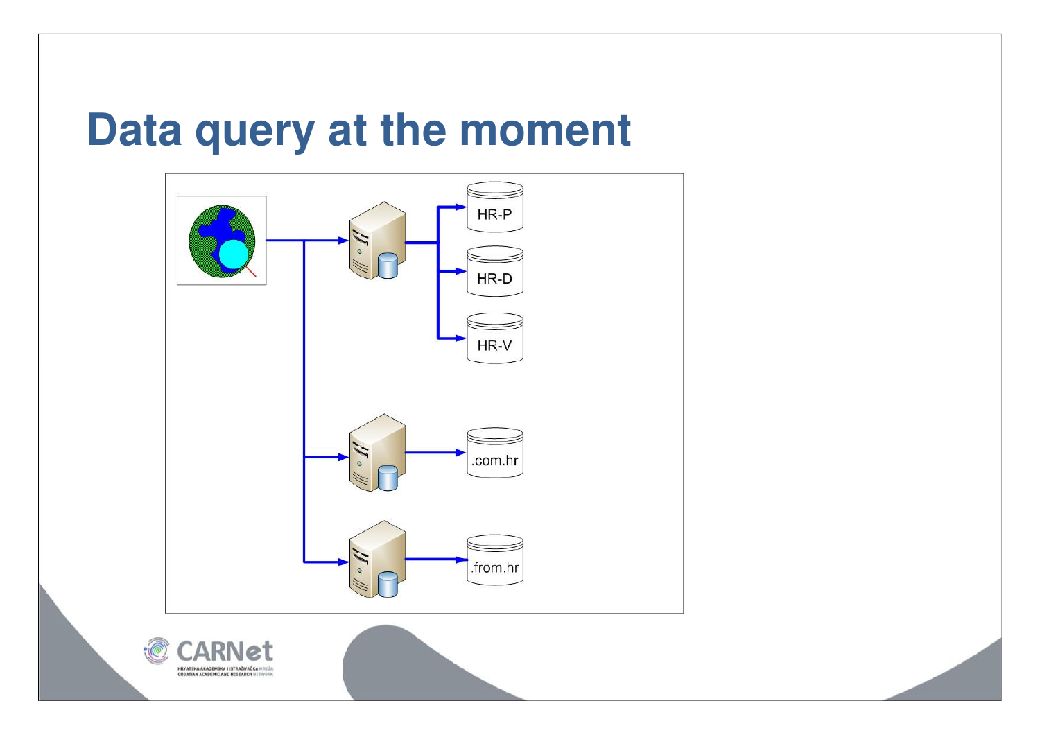# Data query at the moment

HR-P

HR-D

HR-V

.com.hr

.from.hr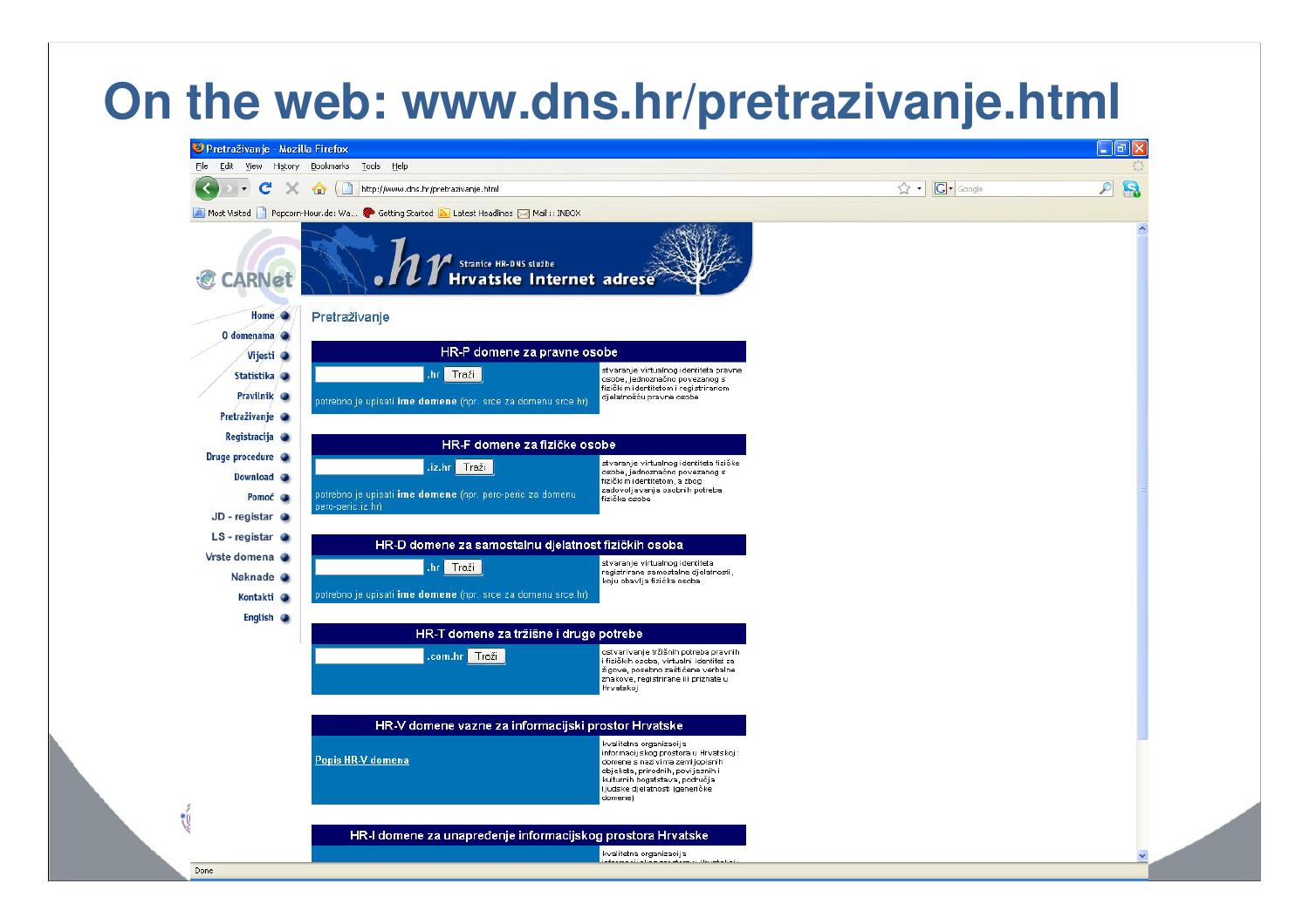# On the web: www.dns.hr/pretrazivanje.html

Pretraživanje - Mozilla Firefox

File Edit View History Bookmarks Tools Help

http://www.dns.hr/pretrazivanje.html

Most Visited | Popcorn-Hour.de: Wa... | Getting Started | Latest Headlines | Mail :: INBOX

CARNet

.hr Stranice HR-DNS službe — Hrvatske Internet adrese

- Home
- O domenama
- Vijesti
- Statistika
- Pravilnik
- Pretraživanje
- Registracija
- Druge procedure
- Download
- Pomoć
- JD - registar
- LS - registar
- Vrste domena
- Naknade
- Kontakti
- English

## Pretraživanje

**HR-P domene za pravne osobe**

.hr Traži

potrebno je upisati **ime domene** (npr. srce za domenu srce.hr)

stvaranje virtualnog identiteta pravne osobe, jednoznačno povezanog s fizičkim identitetom i registriranom djelatnošću pravne osobe

**HR-F domene za fizičke osobe**

.iz.hr Traži

potrebno je upisati **ime domene** (npr. pero-peric za domenu pero-peric.iz.hr)

stvaranje virtualnog identiteta fizičke osobe, jednoznačno povezanog s fizičkim identitetom, a zbog zadovoljavanja osobnih potreba fizičke osobe

**HR-D domene za samostalnu djelatnost fizičkih osoba**

.hr Traži

potrebno je upisati **ime domene** (npr. srce za domenu srce.hr)

stvaranje virtualnog identiteta registrirane samostalne djelatnosti, koju obavlja fizička osoba

**HR-T domene za tržišne i druge potrebe**

.com.hr Traži

ostvarivanje tržišnih potreba pravnih i fizičkih osoba, virtualni identitet za žigove, posebno zaštićene verbalne znakove, registrirane ili priznate u Hrvatskoj

**HR-V domene vazne za informacijski prostor Hrvatske**

Popis HR-V domena

kvalitetna organizacija informacijskog prostora u Hrvatskoj: domene s nazivima zemljopisnih objekata, prirodnih, povijesnih i kulturnih bogatstava, područja ljudske djelatnosti (generičke domene)

**HR-I domene za unapređenje informacijskog prostora Hrvatske**

kvalitetna organizacija informacijskog prostora u Hrvatskoj

Done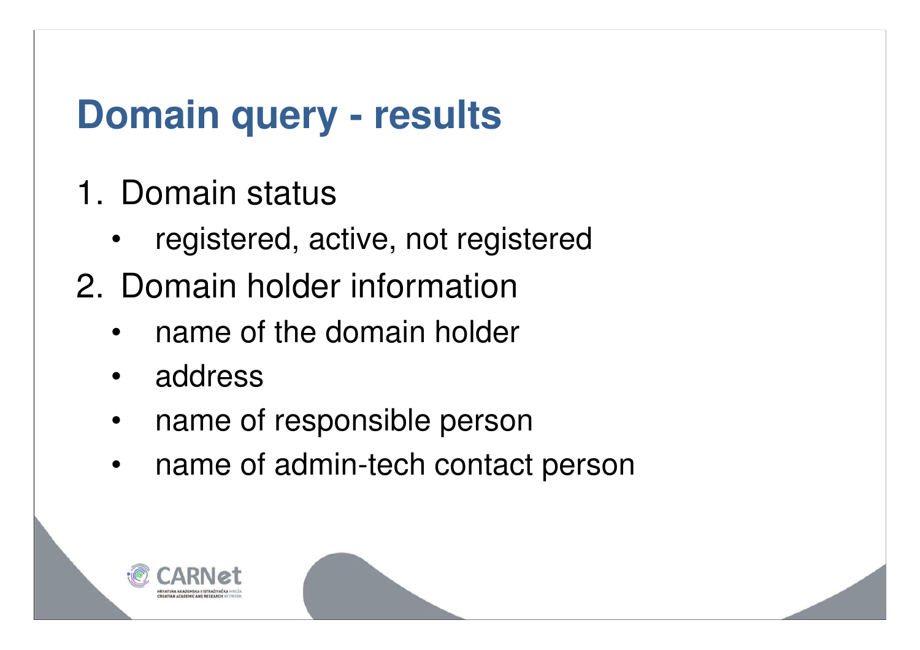# Domain query - results

1. Domain status
   - registered, active, not registered
2. Domain holder information
   - name of the domain holder
   - address
   - name of responsible person
   - name of admin-tech contact person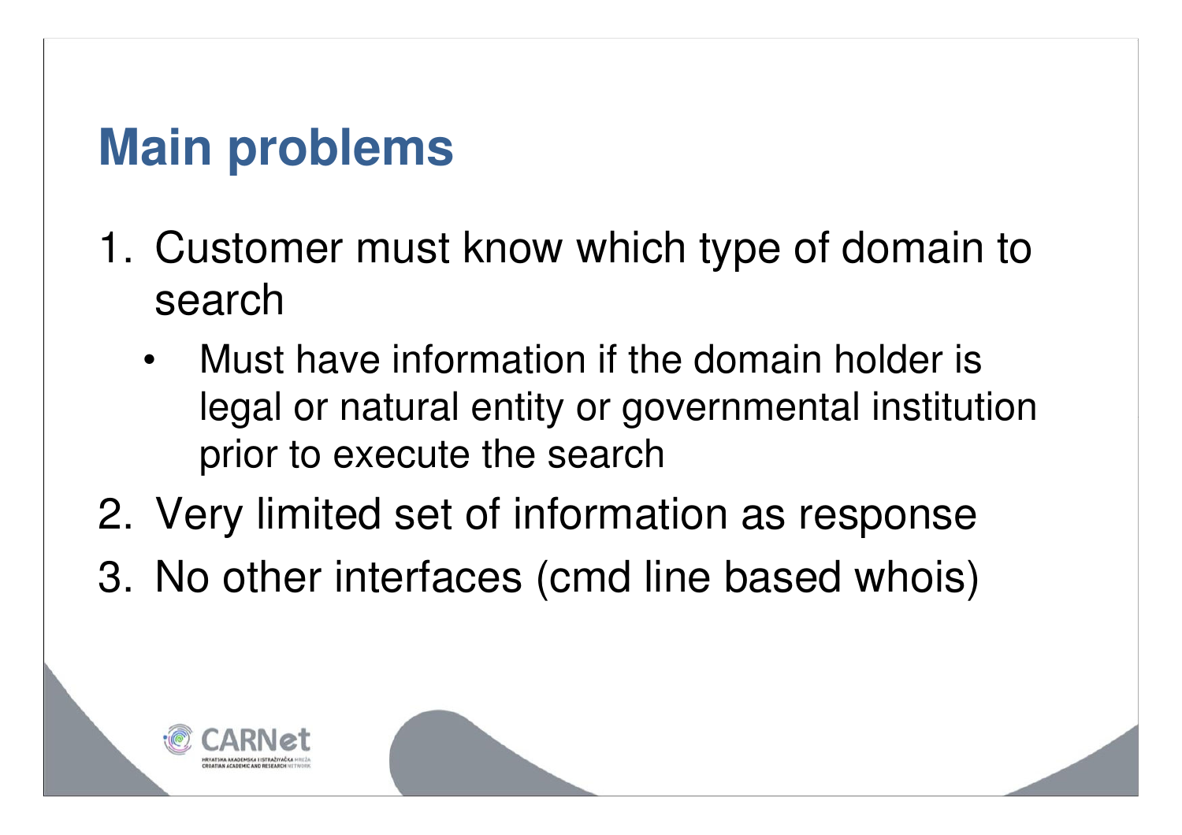# Main problems

1. Customer must know which type of domain to search
   - Must have information if the domain holder is legal or natural entity or governmental institution prior to execute the search
2. Very limited set of information as response
3. No other interfaces (cmd line based whois)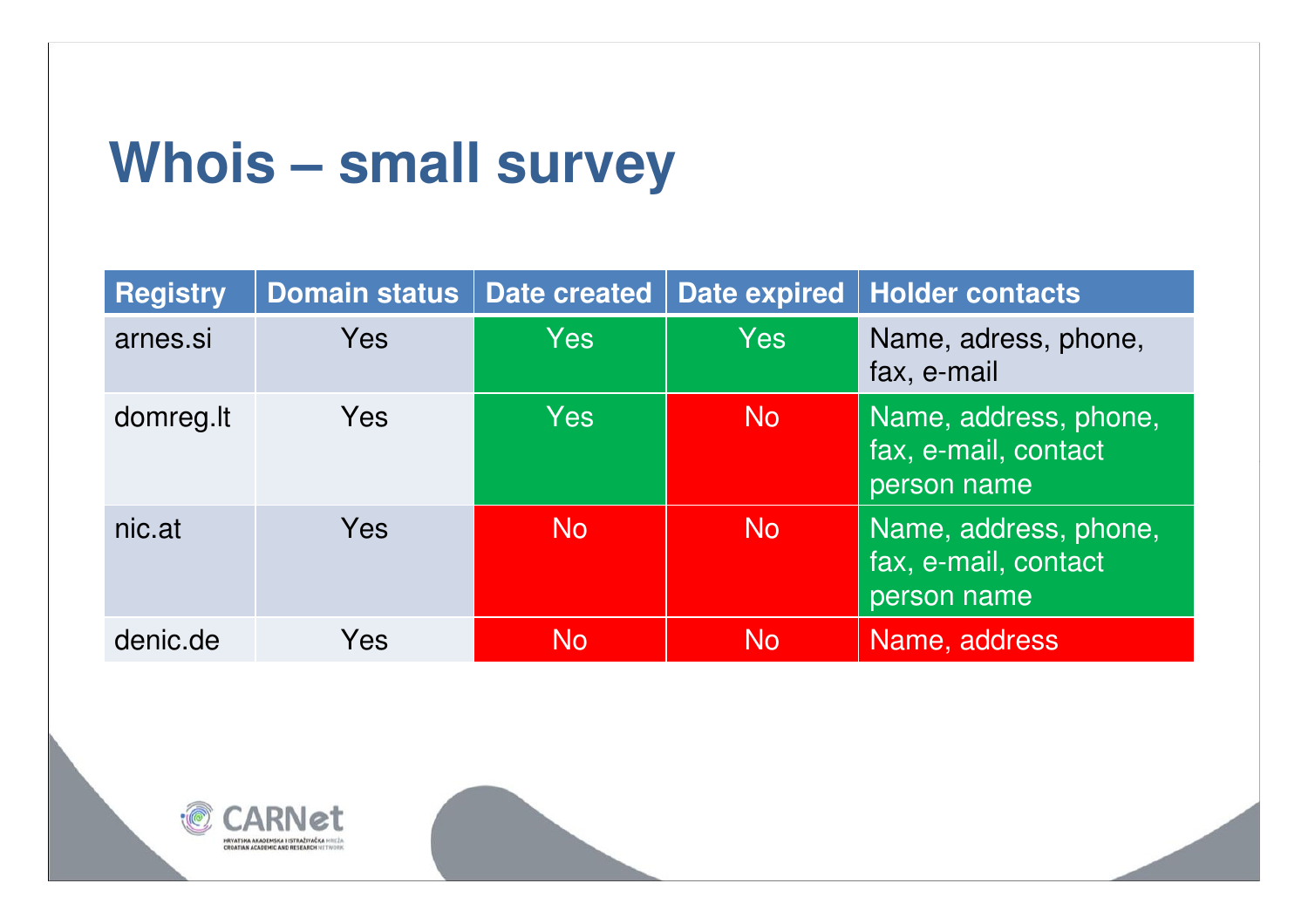# Whois – small survey

| Registry | Domain status | Date created | Date expired | Holder contacts |
|---|---|---|---|---|
| arnes.si | Yes | Yes | Yes | Name, adress, phone, fax, e-mail |
| domreg.lt | Yes | Yes | No | Name, address, phone, fax, e-mail, contact person name |
| nic.at | Yes | No | No | Name, address, phone, fax, e-mail, contact person name |
| denic.de | Yes | No | No | Name, address |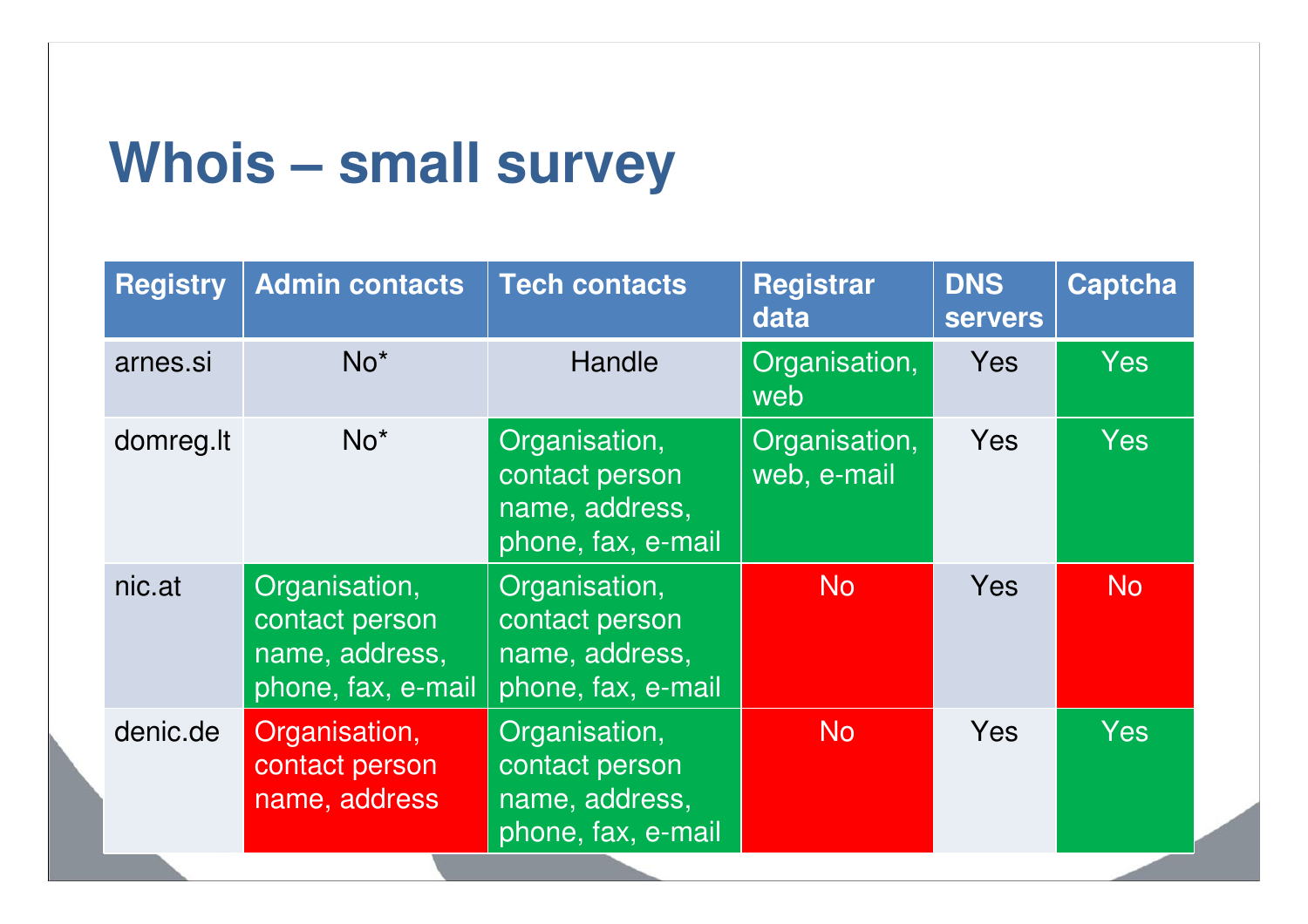# Whois – small survey

| Registry | Admin contacts | Tech contacts | Registrar data | DNS servers | Captcha |
|---|---|---|---|---|---|
| arnes.si | No* | Handle | Organisation, web | Yes | Yes |
| domreg.lt | No* | Organisation, contact person name, address, phone, fax, e-mail | Organisation, web, e-mail | Yes | Yes |
| nic.at | Organisation, contact person name, address, phone, fax, e-mail | Organisation, contact person name, address, phone, fax, e-mail | No | Yes | No |
| denic.de | Organisation, contact person name, address | Organisation, contact person name, address, phone, fax, e-mail | No | Yes | Yes |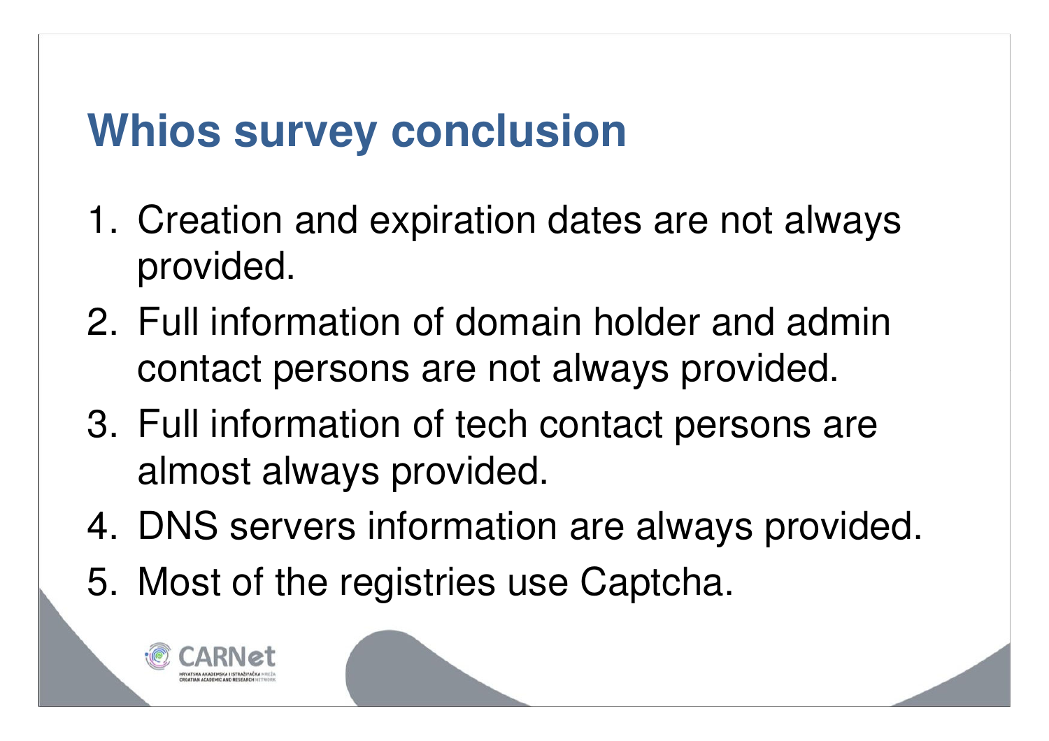# Whios survey conclusion

1. Creation and expiration dates are not always provided.
2. Full information of domain holder and admin contact persons are not always provided.
3. Full information of tech contact persons are almost always provided.
4. DNS servers information are always provided.
5. Most of the registries use Captcha.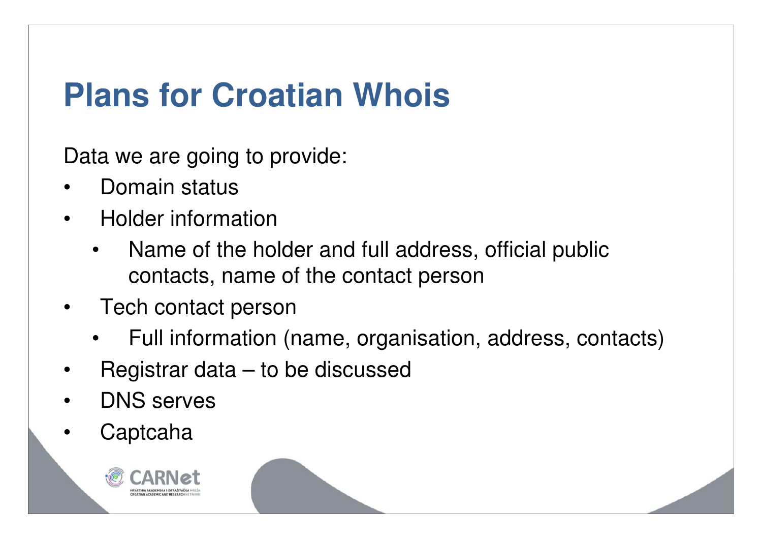# Plans for Croatian Whois

Data we are going to provide:

- Domain status
- Holder information
  - Name of the holder and full address, official public contacts, name of the contact person
- Tech contact person
  - Full information (name, organisation, address, contacts)
- Registrar data – to be discussed
- DNS serves
- Captcaha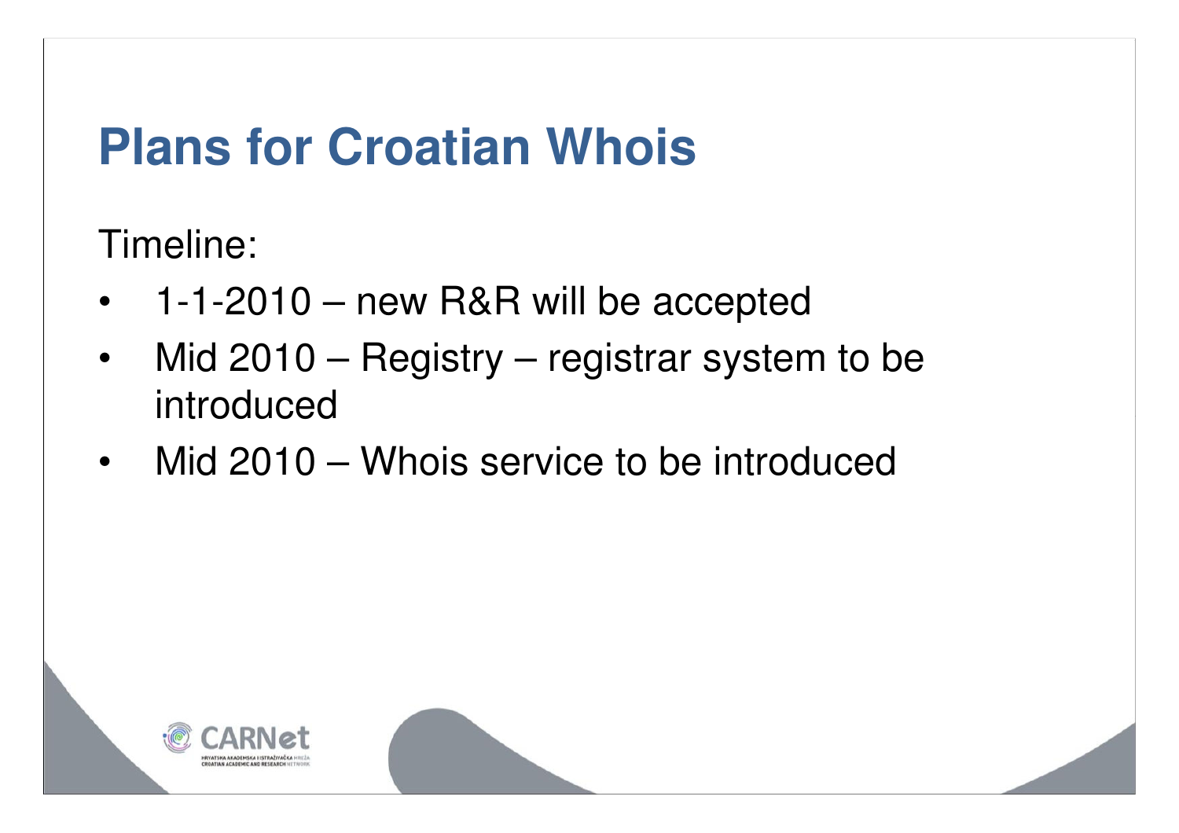# Plans for Croatian Whois

Timeline:

- 1-1-2010 – new R&R will be accepted
- Mid 2010 – Registry – registrar system to be introduced
- Mid 2010 – Whois service to be introduced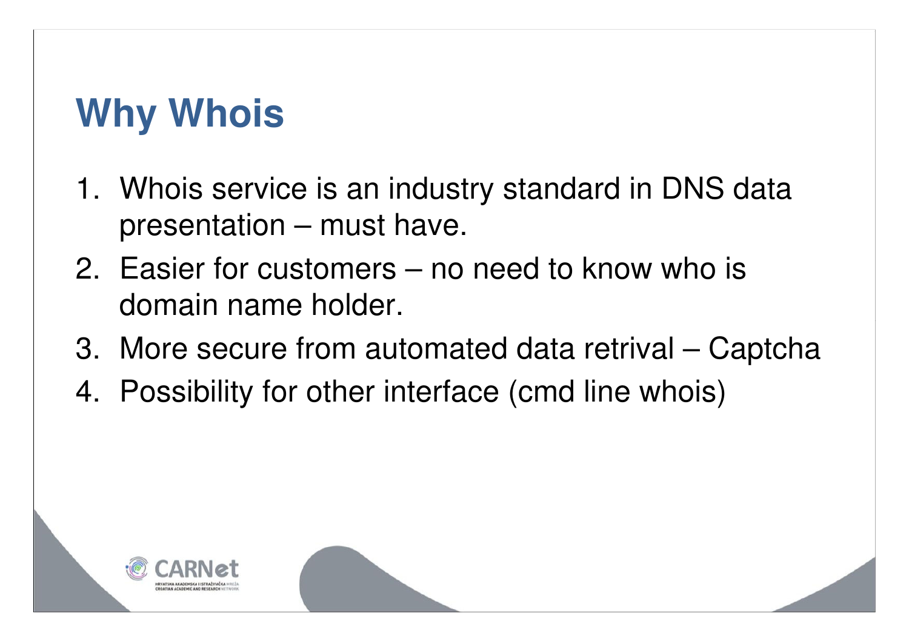# Why Whois

1. Whois service is an industry standard in DNS data presentation – must have.
2. Easier for customers – no need to know who is domain name holder.
3. More secure from automated data retrival – Captcha
4. Possibility for other interface (cmd line whois)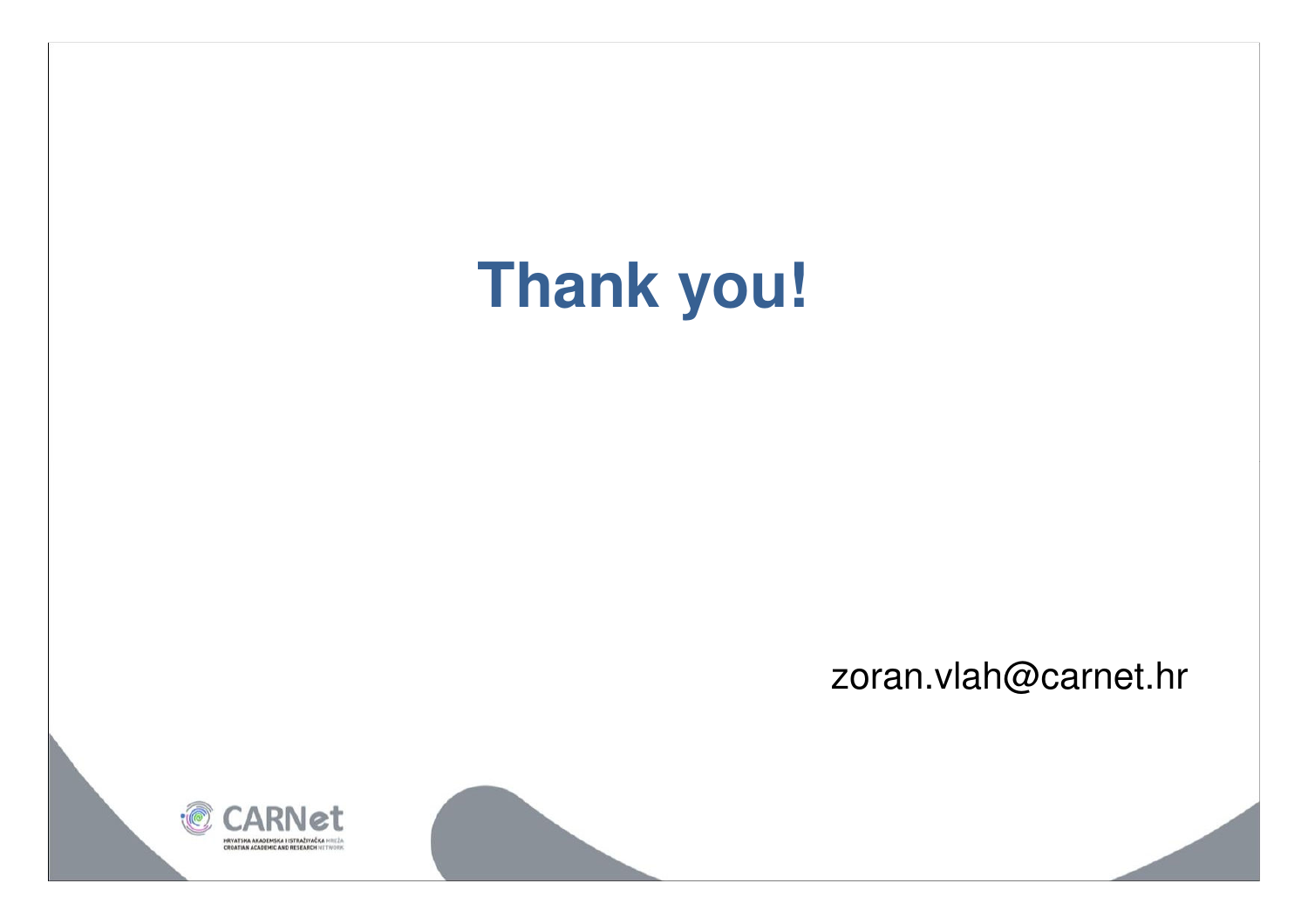# Thank you!

zoran.vlah@carnet.hr